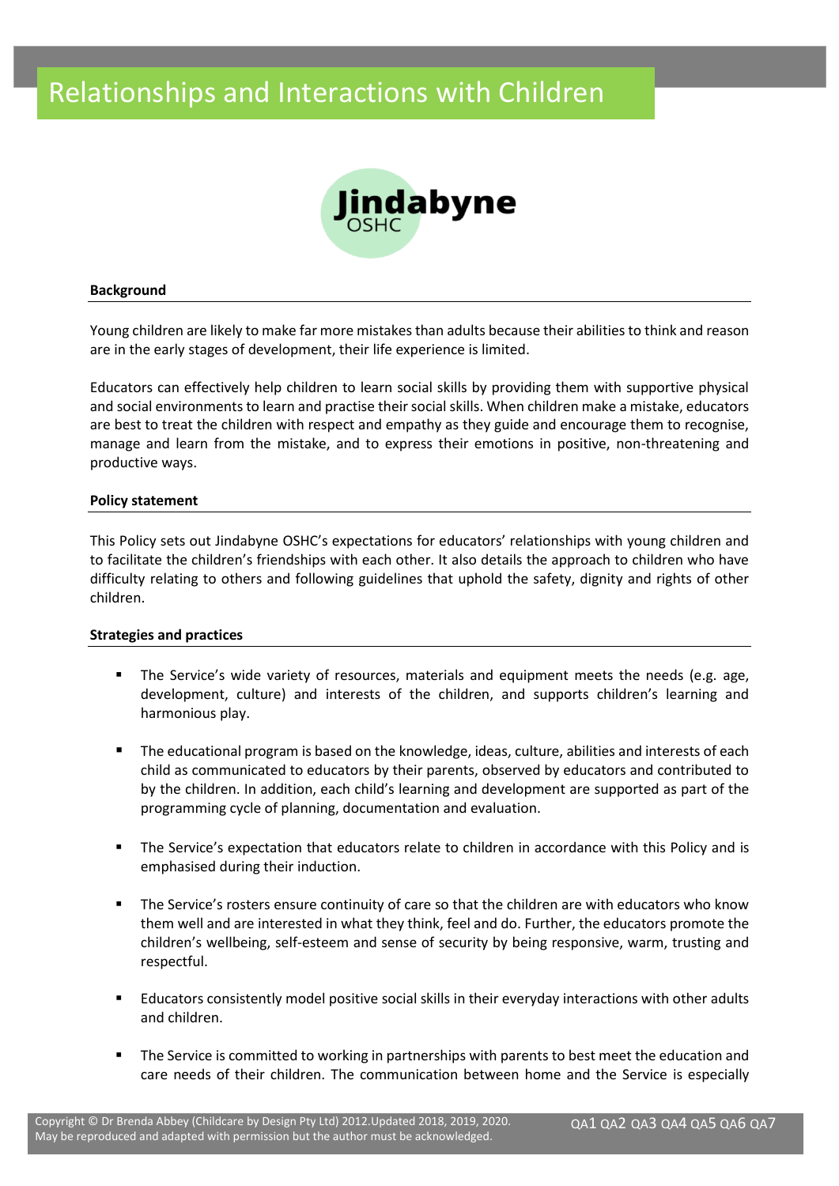# Relationships and Interactions with Children

Jindabyne OSHC

## Background

Young children are likely to make far more mistakes than adults because their abilities to think and reason are in the early stages of development, their life experience is limited.

Educators can effectively help children to learn social skills by providing them with supportive physical and social environments to learn and practise their social skills. When children make a mistake, educators are best to treat the children with respect and empathy as they guide and encourage them to recognise, manage and learn from the mistake, and to express their emotions in positive, non-threatening and productive ways.

## Policy statement

This Policy sets out Jindabyne OSHC's expectations for educators' relationships with young children and to facilitate the children's friendships with each other. It also details the approach to children who have difficulty relating to others and following guidelines that uphold the safety, dignity and rights of other children.

## Strategies and practices

- The Service's wide variety of resources, materials and equipment meets the needs (e.g. age, development, culture) and interests of the children, and supports children's learning and harmonious play.

- The educational program is based on the knowledge, ideas, culture, abilities and interests of each child as communicated to educators by their parents, observed by educators and contributed to by the children. In addition, each child's learning and development are supported as part of the programming cycle of planning, documentation and evaluation.

- The Service's expectation that educators relate to children in accordance with this Policy and is emphasised during their induction.

- The Service's rosters ensure continuity of care so that the children are with educators who know them well and are interested in what they think, feel and do. Further, the educators promote the children's wellbeing, self-esteem and sense of security by being responsive, warm, trusting and respectful.

- Educators consistently model positive social skills in their everyday interactions with other adults and children.

- The Service is committed to working in partnerships with parents to best meet the education and care needs of their children. The communication between home and the Service is especially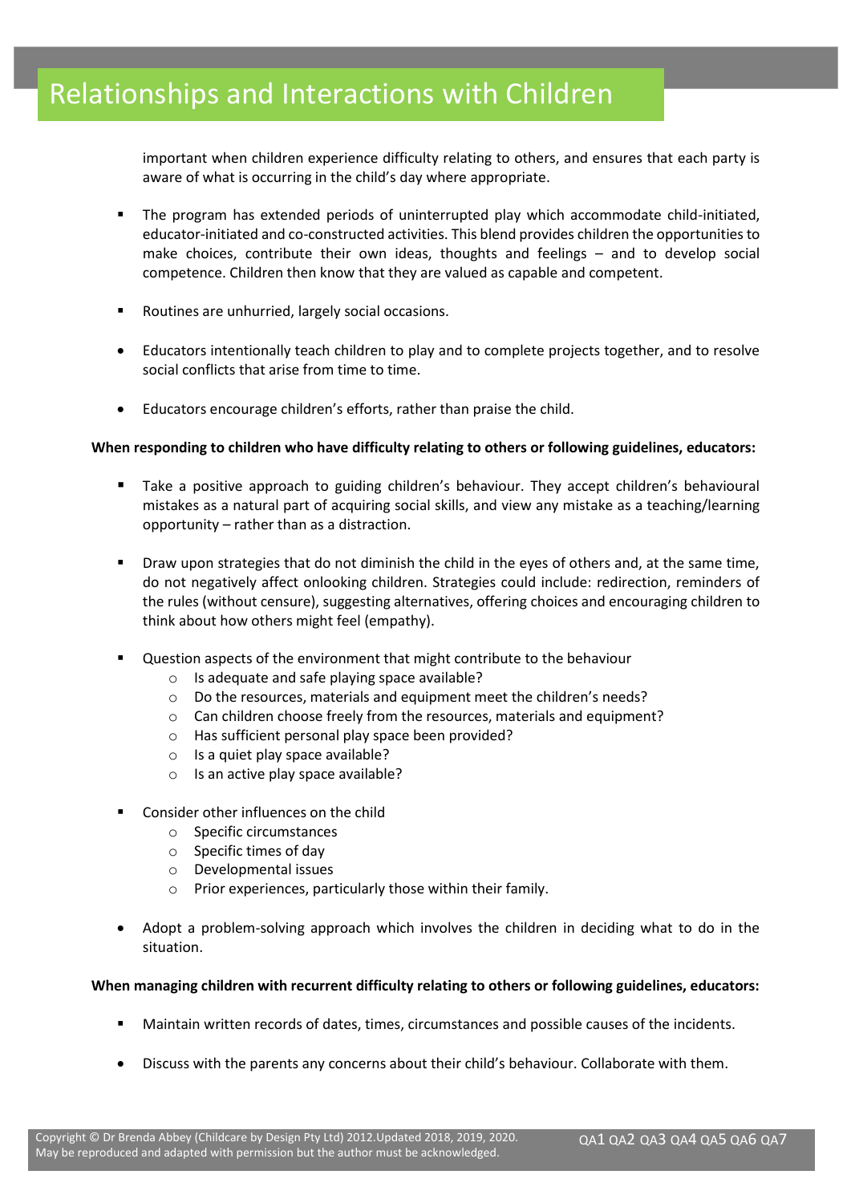important when children experience difficulty relating to others, and ensures that each party is aware of what is occurring in the child's day where appropriate.

- The program has extended periods of uninterrupted play which accommodate child-initiated, educator-initiated and co-constructed activities. This blend provides children the opportunities to make choices, contribute their own ideas, thoughts and feelings – and to develop social competence. Children then know that they are valued as capable and competent.

- Routines are unhurried, largely social occasions.

- Educators intentionally teach children to play and to complete projects together, and to resolve social conflicts that arise from time to time.

- Educators encourage children's efforts, rather than praise the child.

**When responding to children who have difficulty relating to others or following guidelines, educators:**

- Take a positive approach to guiding children's behaviour. They accept children's behavioural mistakes as a natural part of acquiring social skills, and view any mistake as a teaching/learning opportunity – rather than as a distraction.

- Draw upon strategies that do not diminish the child in the eyes of others and, at the same time, do not negatively affect onlooking children. Strategies could include: redirection, reminders of the rules (without censure), suggesting alternatives, offering choices and encouraging children to think about how others might feel (empathy).

- Question aspects of the environment that might contribute to the behaviour
  - Is adequate and safe playing space available?
  - Do the resources, materials and equipment meet the children's needs?
  - Can children choose freely from the resources, materials and equipment?
  - Has sufficient personal play space been provided?
  - Is a quiet play space available?
  - Is an active play space available?

- Consider other influences on the child
  - Specific circumstances
  - Specific times of day
  - Developmental issues
  - Prior experiences, particularly those within their family.

- Adopt a problem-solving approach which involves the children in deciding what to do in the situation.

**When managing children with recurrent difficulty relating to others or following guidelines, educators:**

- Maintain written records of dates, times, circumstances and possible causes of the incidents.

- Discuss with the parents any concerns about their child's behaviour. Collaborate with them.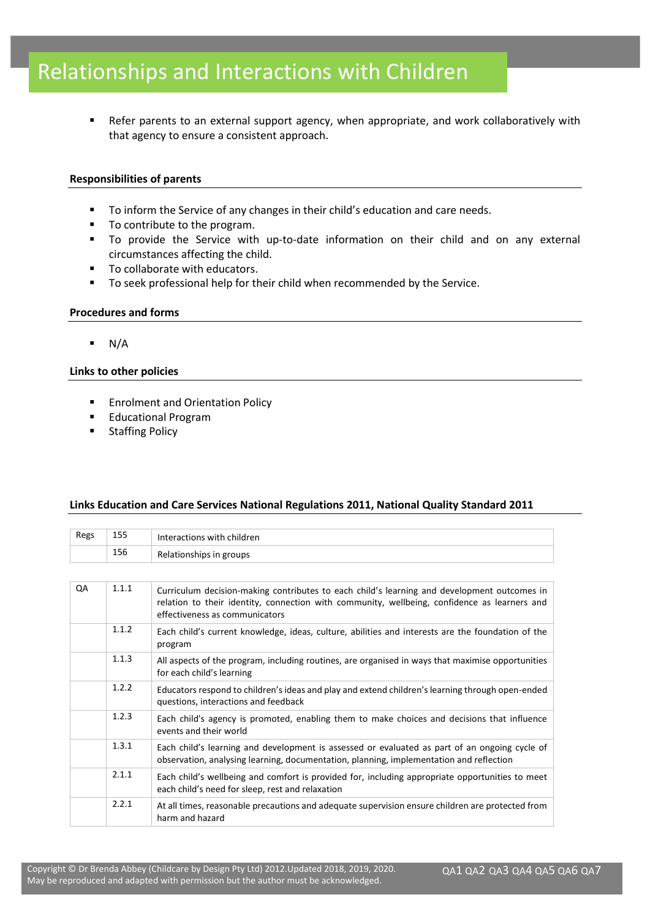- Refer parents to an external support agency, when appropriate, and work collaboratively with that agency to ensure a consistent approach.

**Responsibilities of parents**

- To inform the Service of any changes in their child's education and care needs.
- To contribute to the program.
- To provide the Service with up-to-date information on their child and on any external circumstances affecting the child.
- To collaborate with educators.
- To seek professional help for their child when recommended by the Service.

**Procedures and forms**

- N/A

**Links to other policies**

- Enrolment and Orientation Policy
- Educational Program
- Staffing Policy

**Links Education and Care Services National Regulations 2011, National Quality Standard 2011**

| Regs | 155 | Interactions with children |
|---|---|---|
| | 156 | Relationships in groups |

| QA | 1.1.1 | Curriculum decision-making contributes to each child's learning and development outcomes in relation to their identity, connection with community, wellbeing, confidence as learners and effectiveness as communicators |
|---|---|---|
| | 1.1.2 | Each child's current knowledge, ideas, culture, abilities and interests are the foundation of the program |
| | 1.1.3 | All aspects of the program, including routines, are organised in ways that maximise opportunities for each child's learning |
| | 1.2.2 | Educators respond to children's ideas and play and extend children's learning through open-ended questions, interactions and feedback |
| | 1.2.3 | Each child's agency is promoted, enabling them to make choices and decisions that influence events and their world |
| | 1.3.1 | Each child's learning and development is assessed or evaluated as part of an ongoing cycle of observation, analysing learning, documentation, planning, implementation and reflection |
| | 2.1.1 | Each child's wellbeing and comfort is provided for, including appropriate opportunities to meet each child's need for sleep, rest and relaxation |
| | 2.2.1 | At all times, reasonable precautions and adequate supervision ensure children are protected from harm and hazard |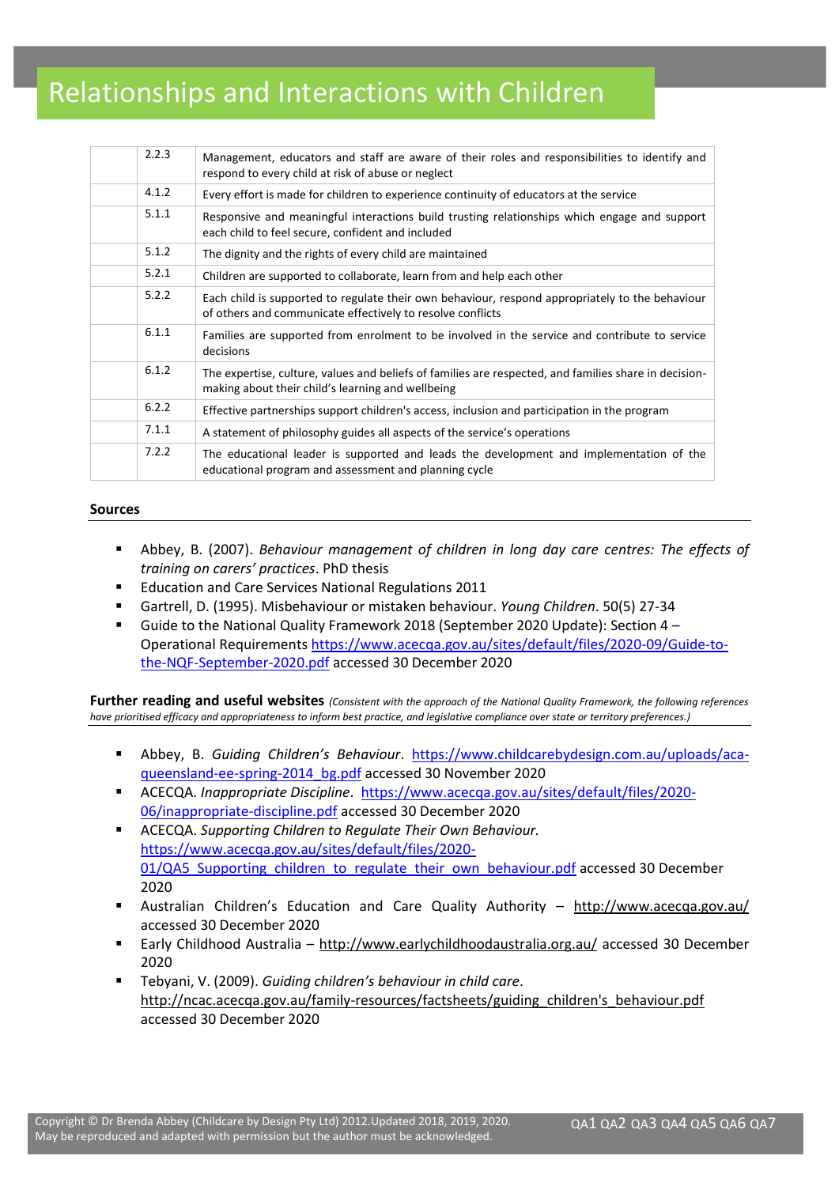# Relationships and Interactions with Children

| | | |
|---|---|---|
| | 2.2.3 | Management, educators and staff are aware of their roles and responsibilities to identify and respond to every child at risk of abuse or neglect |
| | 4.1.2 | Every effort is made for children to experience continuity of educators at the service |
| | 5.1.1 | Responsive and meaningful interactions build trusting relationships which engage and support each child to feel secure, confident and included |
| | 5.1.2 | The dignity and the rights of every child are maintained |
| | 5.2.1 | Children are supported to collaborate, learn from and help each other |
| | 5.2.2 | Each child is supported to regulate their own behaviour, respond appropriately to the behaviour of others and communicate effectively to resolve conflicts |
| | 6.1.1 | Families are supported from enrolment to be involved in the service and contribute to service decisions |
| | 6.1.2 | The expertise, culture, values and beliefs of families are respected, and families share in decision-making about their child's learning and wellbeing |
| | 6.2.2 | Effective partnerships support children's access, inclusion and participation in the program |
| | 7.1.1 | A statement of philosophy guides all aspects of the service's operations |
| | 7.2.2 | The educational leader is supported and leads the development and implementation of the educational program and assessment and planning cycle |

**Sources**

- Abbey, B. (2007). *Behaviour management of children in long day care centres: The effects of training on carers' practices*. PhD thesis
- Education and Care Services National Regulations 2011
- Gartrell, D. (1995). Misbehaviour or mistaken behaviour. *Young Children*. 50(5) 27-34
- Guide to the National Quality Framework 2018 (September 2020 Update): Section 4 – Operational Requirements https://www.acecqa.gov.au/sites/default/files/2020-09/Guide-to-the-NQF-September-2020.pdf accessed 30 December 2020

**Further reading and useful websites** *(Consistent with the approach of the National Quality Framework, the following references have prioritised efficacy and appropriateness to inform best practice, and legislative compliance over state or territory preferences.)*

- Abbey, B. *Guiding Children's Behaviour*. https://www.childcarebydesign.com.au/uploads/aca-queensland-ee-spring-2014_bg.pdf accessed 30 November 2020
- ACECQA. *Inappropriate Discipline*. https://www.acecqa.gov.au/sites/default/files/2020-06/inappropriate-discipline.pdf accessed 30 December 2020
- ACECQA. *Supporting Children to Regulate Their Own Behaviour.* https://www.acecqa.gov.au/sites/default/files/2020-01/QA5_Supporting_children_to_regulate_their_own_behaviour.pdf accessed 30 December 2020
- Australian Children's Education and Care Quality Authority – http://www.acecqa.gov.au/ accessed 30 December 2020
- Early Childhood Australia – http://www.earlychildhoodaustralia.org.au/ accessed 30 December 2020
- Tebyani, V. (2009). *Guiding children's behaviour in child care*. http://ncac.acecqa.gov.au/family-resources/factsheets/guiding_children's_behaviour.pdf accessed 30 December 2020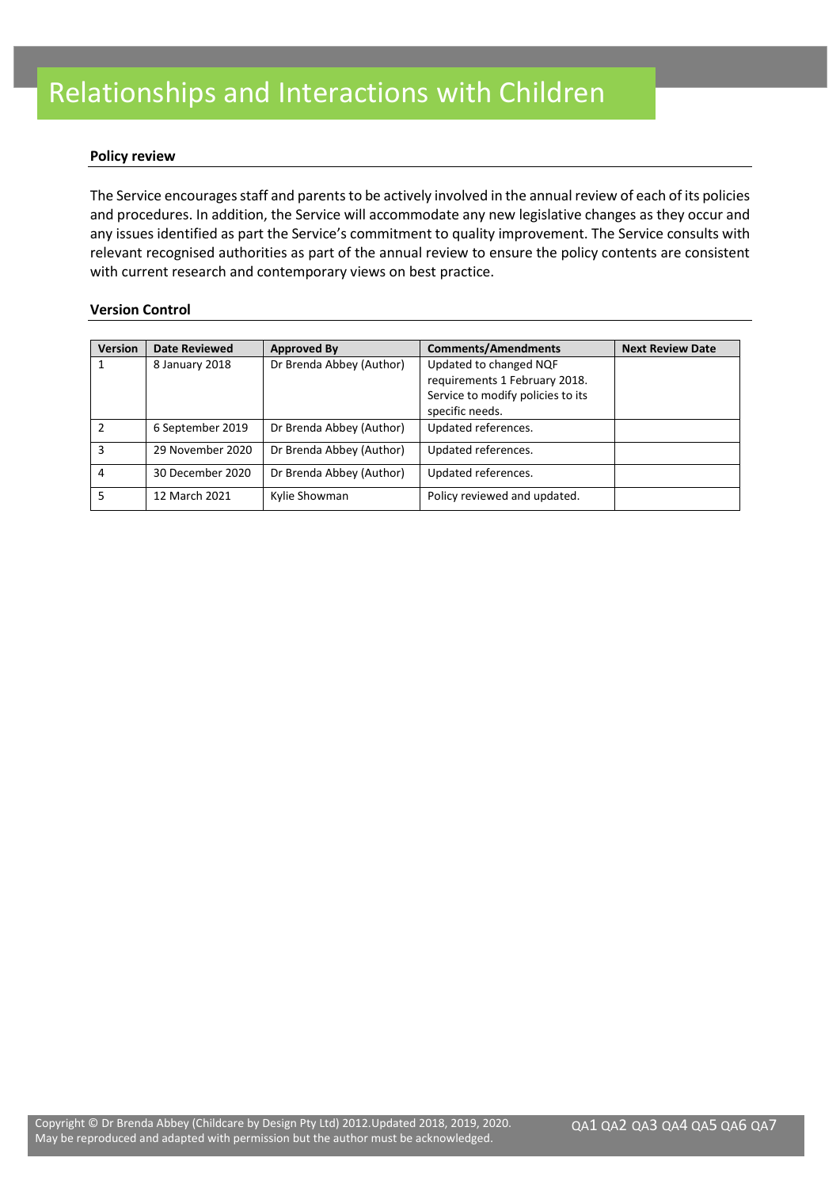#### Policy review

The Service encourages staff and parents to be actively involved in the annual review of each of its policies and procedures. In addition, the Service will accommodate any new legislative changes as they occur and any issues identified as part the Service's commitment to quality improvement. The Service consults with relevant recognised authorities as part of the annual review to ensure the policy contents are consistent with current research and contemporary views on best practice.

#### Version Control

| Version | Date Reviewed | Approved By | Comments/Amendments | Next Review Date |
|---|---|---|---|---|
| 1 | 8 January 2018 | Dr Brenda Abbey (Author) | Updated to changed NQF requirements 1 February 2018. Service to modify policies to its specific needs. | |
| 2 | 6 September 2019 | Dr Brenda Abbey (Author) | Updated references. | |
| 3 | 29 November 2020 | Dr Brenda Abbey (Author) | Updated references. | |
| 4 | 30 December 2020 | Dr Brenda Abbey (Author) | Updated references. | |
| 5 | 12 March 2021 | Kylie Showman | Policy reviewed and updated. | |